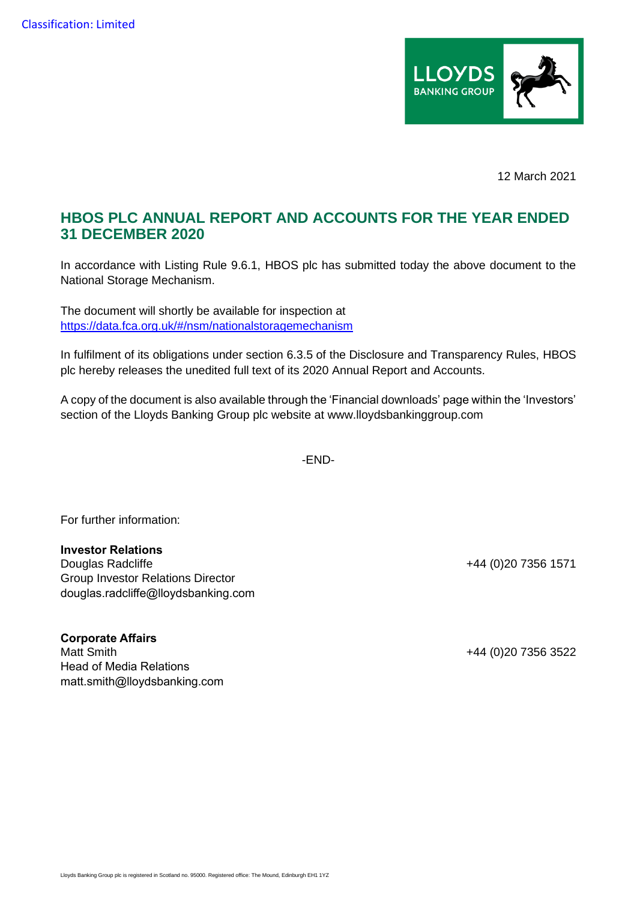Classification: Limited

12 March 2021

# HBOS PLC ANNUAL REPORT AND ACCOUNTS FOR THE YEAR ENDED 31 DECEMBER 2020

In accordance with Listing Rule 9.6.1, HBOS plc has submitted today the above document to the National Storage Mechanism.

The document will shortly be available for inspection at
https://data.fca.org.uk/#/nsm/nationalstoragemechanism

In fulfilment of its obligations under section 6.3.5 of the Disclosure and Transparency Rules, HBOS plc hereby releases the unedited full text of its 2020 Annual Report and Accounts.

A copy of the document is also available through the 'Financial downloads' page within the 'Investors' section of the Lloyds Banking Group plc website at www.lloydsbankinggroup.com

-END-

For further information:

**Investor Relations**
Douglas Radcliffe — +44 (0)20 7356 1571
Group Investor Relations Director
douglas.radcliffe@lloydsbanking.com

**Corporate Affairs**
Matt Smith — +44 (0)20 7356 3522
Head of Media Relations
matt.smith@lloydsbanking.com

Lloyds Banking Group plc is registered in Scotland no. 95000. Registered office: The Mound, Edinburgh EH1 1YZ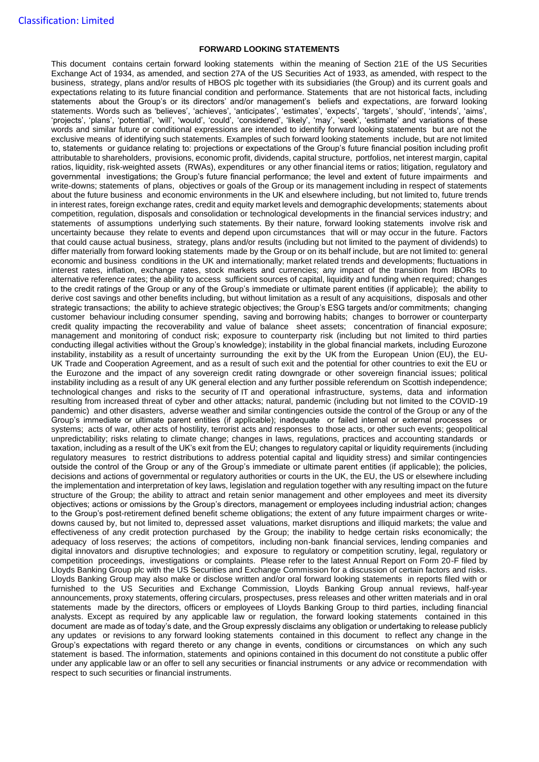Classification: Limited

**FORWARD LOOKING STATEMENTS**

This document contains certain forward looking statements within the meaning of Section 21E of the US Securities Exchange Act of 1934, as amended, and section 27A of the US Securities Act of 1933, as amended, with respect to the business, strategy, plans and/or results of HBOS plc together with its subsidiaries (the Group) and its current goals and expectations relating to its future financial condition and performance. Statements that are not historical facts, including statements about the Group's or its directors' and/or management's beliefs and expectations, are forward looking statements. Words such as 'believes', 'achieves', 'anticipates', 'estimates', 'expects', 'targets', 'should', 'intends', 'aims', 'projects', 'plans', 'potential', 'will', 'would', 'could', 'considered', 'likely', 'may', 'seek', 'estimate' and variations of these words and similar future or conditional expressions are intended to identify forward looking statements but are not the exclusive means of identifying such statements. Examples of such forward looking statements include, but are not limited to, statements or guidance relating to: projections or expectations of the Group's future financial position including profit attributable to shareholders, provisions, economic profit, dividends, capital structure, portfolios, net interest margin, capital ratios, liquidity, risk-weighted assets (RWAs), expenditures or any other financial items or ratios; litigation, regulatory and governmental investigations; the Group's future financial performance; the level and extent of future impairments and write-downs; statements of plans, objectives or goals of the Group or its management including in respect of statements about the future business and economic environments in the UK and elsewhere including, but not limited to, future trends in interest rates, foreign exchange rates, credit and equity market levels and demographic developments; statements about competition, regulation, disposals and consolidation or technological developments in the financial services industry; and statements of assumptions underlying such statements. By their nature, forward looking statements involve risk and uncertainty because they relate to events and depend upon circumstances that will or may occur in the future. Factors that could cause actual business, strategy, plans and/or results (including but not limited to the payment of dividends) to differ materially from forward looking statements made by the Group or on its behalf include, but are not limited to: general economic and business conditions in the UK and internationally; market related trends and developments; fluctuations in interest rates, inflation, exchange rates, stock markets and currencies; any impact of the transition from IBORs to alternative reference rates; the ability to access sufficient sources of capital, liquidity and funding when required; changes to the credit ratings of the Group or any of the Group's immediate or ultimate parent entities (if applicable); the ability to derive cost savings and other benefits including, but without limitation as a result of any acquisitions, disposals and other strategic transactions; the ability to achieve strategic objectives; the Group's ESG targets and/or commitments; changing customer behaviour including consumer spending, saving and borrowing habits; changes to borrower or counterparty credit quality impacting the recoverability and value of balance sheet assets; concentration of financial exposure; management and monitoring of conduct risk; exposure to counterparty risk (including but not limited to third parties conducting illegal activities without the Group's knowledge); instability in the global financial markets, including Eurozone instability, instability as a result of uncertainty surrounding the exit by the UK from the European Union (EU), the EU-UK Trade and Cooperation Agreement, and as a result of such exit and the potential for other countries to exit the EU or the Eurozone and the impact of any sovereign credit rating downgrade or other sovereign financial issues; political instability including as a result of any UK general election and any further possible referendum on Scottish independence; technological changes and risks to the security of IT and operational infrastructure, systems, data and information resulting from increased threat of cyber and other attacks; natural, pandemic (including but not limited to the COVID-19 pandemic) and other disasters, adverse weather and similar contingencies outside the control of the Group or any of the Group's immediate or ultimate parent entities (if applicable); inadequate or failed internal or external processes or systems; acts of war, other acts of hostility, terrorist acts and responses to those acts, or other such events; geopolitical unpredictability; risks relating to climate change; changes in laws, regulations, practices and accounting standards or taxation, including as a result of the UK's exit from the EU; changes to regulatory capital or liquidity requirements (including regulatory measures to restrict distributions to address potential capital and liquidity stress) and similar contingencies outside the control of the Group or any of the Group's immediate or ultimate parent entities (if applicable); the policies, decisions and actions of governmental or regulatory authorities or courts in the UK, the EU, the US or elsewhere including the implementation and interpretation of key laws, legislation and regulation together with any resulting impact on the future structure of the Group; the ability to attract and retain senior management and other employees and meet its diversity objectives; actions or omissions by the Group's directors, management or employees including industrial action; changes to the Group's post-retirement defined benefit scheme obligations; the extent of any future impairment charges or write-downs caused by, but not limited to, depressed asset valuations, market disruptions and illiquid markets; the value and effectiveness of any credit protection purchased by the Group; the inability to hedge certain risks economically; the adequacy of loss reserves; the actions of competitors, including non-bank financial services, lending companies and digital innovators and disruptive technologies; and exposure to regulatory or competition scrutiny, legal, regulatory or competition proceedings, investigations or complaints. Please refer to the latest Annual Report on Form 20-F filed by Lloyds Banking Group plc with the US Securities and Exchange Commission for a discussion of certain factors and risks. Lloyds Banking Group may also make or disclose written and/or oral forward looking statements in reports filed with or furnished to the US Securities and Exchange Commission, Lloyds Banking Group annual reviews, half-year announcements, proxy statements, offering circulars, prospectuses, press releases and other written materials and in oral statements made by the directors, officers or employees of Lloyds Banking Group to third parties, including financial analysts. Except as required by any applicable law or regulation, the forward looking statements contained in this document are made as of today's date, and the Group expressly disclaims any obligation or undertaking to release publicly any updates or revisions to any forward looking statements contained in this document to reflect any change in the Group's expectations with regard thereto or any change in events, conditions or circumstances on which any such statement is based. The information, statements and opinions contained in this document do not constitute a public offer under any applicable law or an offer to sell any securities or financial instruments or any advice or recommendation with respect to such securities or financial instruments.